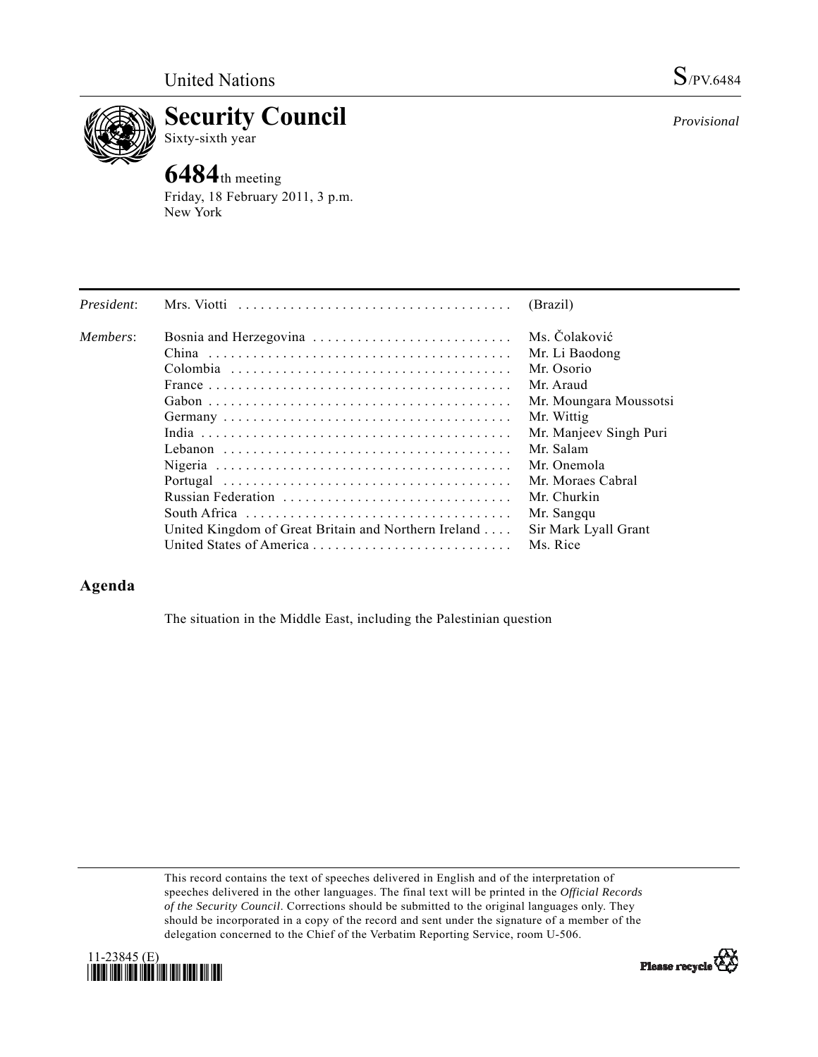United Nations S/PV.6484

# Security Council

Sixty-sixth year

*Provisional*

## 6484th meeting

Friday, 18 February 2011, 3 p.m.
New York

| | | |
|---|---|---|
| *President*: | Mrs. Viotti | (Brazil) |
| *Members*: | Bosnia and Herzegovina | Ms. Čolaković |
| | China | Mr. Li Baodong |
| | Colombia | Mr. Osorio |
| | France | Mr. Araud |
| | Gabon | Mr. Moungara Moussotsi |
| | Germany | Mr. Wittig |
| | India | Mr. Manjeev Singh Puri |
| | Lebanon | Mr. Salam |
| | Nigeria | Mr. Onemola |
| | Portugal | Mr. Moraes Cabral |
| | Russian Federation | Mr. Churkin |
| | South Africa | Mr. Sangqu |
| | United Kingdom of Great Britain and Northern Ireland | Sir Mark Lyall Grant |
| | United States of America | Ms. Rice |

## Agenda

The situation in the Middle East, including the Palestinian question

This record contains the text of speeches delivered in English and of the interpretation of speeches delivered in the other languages. The final text will be printed in the *Official Records of the Security Council*. Corrections should be submitted to the original languages only. They should be incorporated in a copy of the record and sent under the signature of a member of the delegation concerned to the Chief of the Verbatim Reporting Service, room U-506.

11-23845 (E)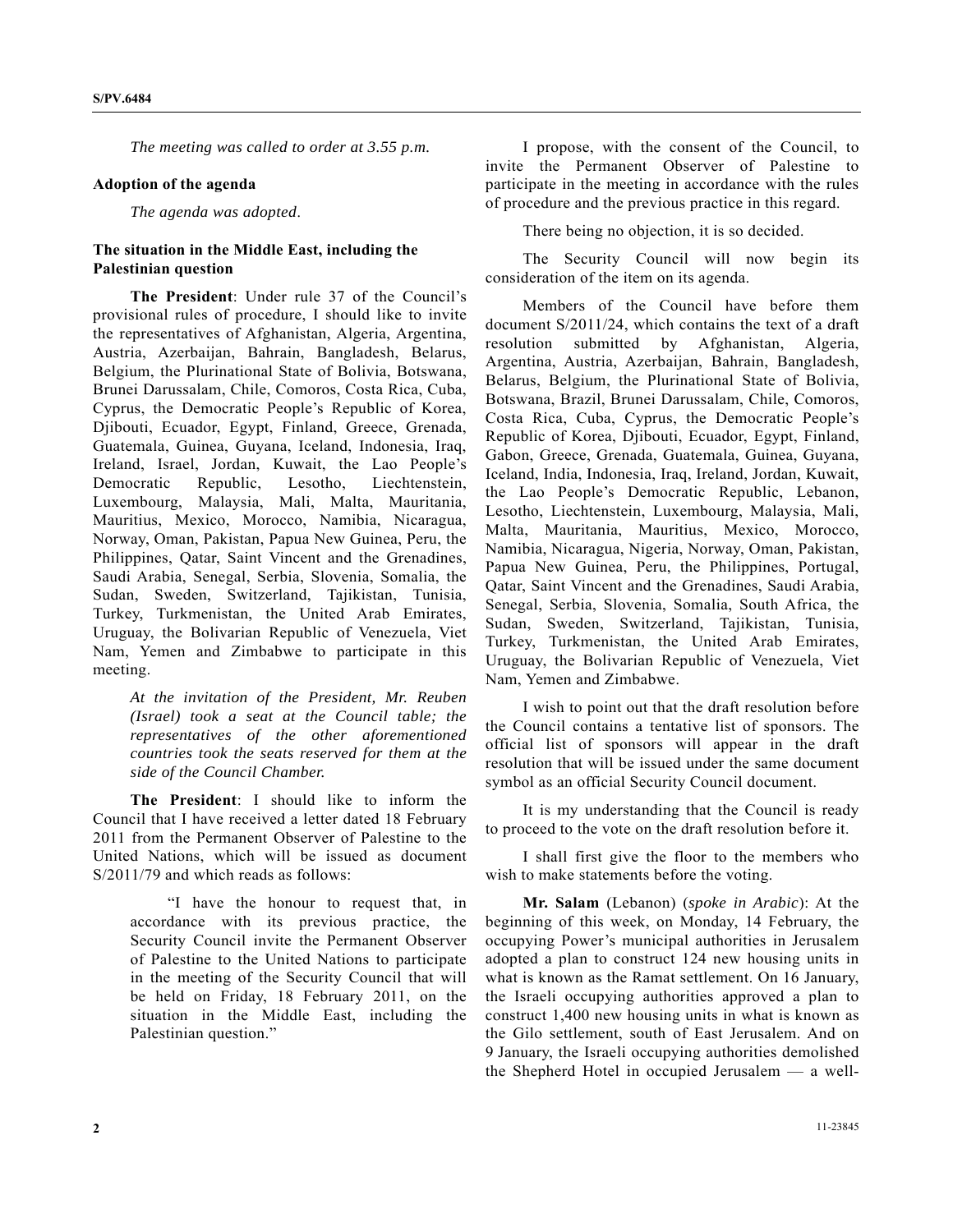*The meeting was called to order at 3.55 p.m.*

**Adoption of the agenda**

*The agenda was adopted*.

**The situation in the Middle East, including the Palestinian question**

**The President**: Under rule 37 of the Council's provisional rules of procedure, I should like to invite the representatives of Afghanistan, Algeria, Argentina, Austria, Azerbaijan, Bahrain, Bangladesh, Belarus, Belgium, the Plurinational State of Bolivia, Botswana, Brunei Darussalam, Chile, Comoros, Costa Rica, Cuba, Cyprus, the Democratic People's Republic of Korea, Djibouti, Ecuador, Egypt, Finland, Greece, Grenada, Guatemala, Guinea, Guyana, Iceland, Indonesia, Iraq, Ireland, Israel, Jordan, Kuwait, the Lao People's Democratic Republic, Lesotho, Liechtenstein, Luxembourg, Malaysia, Mali, Malta, Mauritania, Mauritius, Mexico, Morocco, Namibia, Nicaragua, Norway, Oman, Pakistan, Papua New Guinea, Peru, the Philippines, Qatar, Saint Vincent and the Grenadines, Saudi Arabia, Senegal, Serbia, Slovenia, Somalia, the Sudan, Sweden, Switzerland, Tajikistan, Tunisia, Turkey, Turkmenistan, the United Arab Emirates, Uruguay, the Bolivarian Republic of Venezuela, Viet Nam, Yemen and Zimbabwe to participate in this meeting.

*At the invitation of the President, Mr. Reuben (Israel) took a seat at the Council table; the representatives of the other aforementioned countries took the seats reserved for them at the side of the Council Chamber.*

**The President**: I should like to inform the Council that I have received a letter dated 18 February 2011 from the Permanent Observer of Palestine to the United Nations, which will be issued as document S/2011/79 and which reads as follows:

> "I have the honour to request that, in accordance with its previous practice, the Security Council invite the Permanent Observer of Palestine to the United Nations to participate in the meeting of the Security Council that will be held on Friday, 18 February 2011, on the situation in the Middle East, including the Palestinian question."

I propose, with the consent of the Council, to invite the Permanent Observer of Palestine to participate in the meeting in accordance with the rules of procedure and the previous practice in this regard.

There being no objection, it is so decided.

The Security Council will now begin its consideration of the item on its agenda.

Members of the Council have before them document S/2011/24, which contains the text of a draft resolution submitted by Afghanistan, Algeria, Argentina, Austria, Azerbaijan, Bahrain, Bangladesh, Belarus, Belgium, the Plurinational State of Bolivia, Botswana, Brazil, Brunei Darussalam, Chile, Comoros, Costa Rica, Cuba, Cyprus, the Democratic People's Republic of Korea, Djibouti, Ecuador, Egypt, Finland, Gabon, Greece, Grenada, Guatemala, Guinea, Guyana, Iceland, India, Indonesia, Iraq, Ireland, Jordan, Kuwait, the Lao People's Democratic Republic, Lebanon, Lesotho, Liechtenstein, Luxembourg, Malaysia, Mali, Malta, Mauritania, Mauritius, Mexico, Morocco, Namibia, Nicaragua, Nigeria, Norway, Oman, Pakistan, Papua New Guinea, Peru, the Philippines, Portugal, Qatar, Saint Vincent and the Grenadines, Saudi Arabia, Senegal, Serbia, Slovenia, Somalia, South Africa, the Sudan, Sweden, Switzerland, Tajikistan, Tunisia, Turkey, Turkmenistan, the United Arab Emirates, Uruguay, the Bolivarian Republic of Venezuela, Viet Nam, Yemen and Zimbabwe.

I wish to point out that the draft resolution before the Council contains a tentative list of sponsors. The official list of sponsors will appear in the draft resolution that will be issued under the same document symbol as an official Security Council document.

It is my understanding that the Council is ready to proceed to the vote on the draft resolution before it.

I shall first give the floor to the members who wish to make statements before the voting.

**Mr. Salam** (Lebanon) (*spoke in Arabic*): At the beginning of this week, on Monday, 14 February, the occupying Power's municipal authorities in Jerusalem adopted a plan to construct 124 new housing units in what is known as the Ramat settlement. On 16 January, the Israeli occupying authorities approved a plan to construct 1,400 new housing units in what is known as the Gilo settlement, south of East Jerusalem. And on 9 January, the Israeli occupying authorities demolished the Shepherd Hotel in occupied Jerusalem — a well-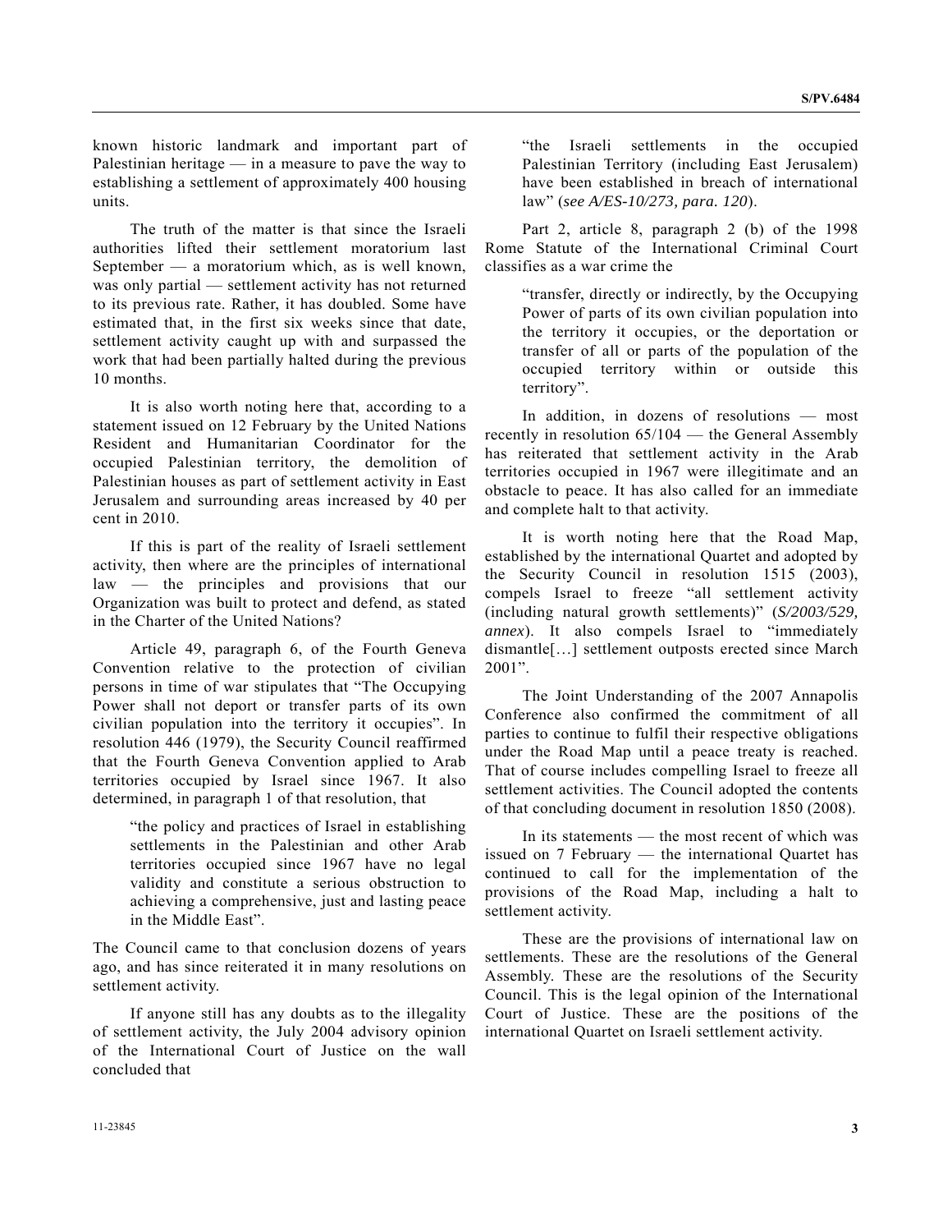known historic landmark and important part of Palestinian heritage — in a measure to pave the way to establishing a settlement of approximately 400 housing units.

The truth of the matter is that since the Israeli authorities lifted their settlement moratorium last September — a moratorium which, as is well known, was only partial — settlement activity has not returned to its previous rate. Rather, it has doubled. Some have estimated that, in the first six weeks since that date, settlement activity caught up with and surpassed the work that had been partially halted during the previous 10 months.

It is also worth noting here that, according to a statement issued on 12 February by the United Nations Resident and Humanitarian Coordinator for the occupied Palestinian territory, the demolition of Palestinian houses as part of settlement activity in East Jerusalem and surrounding areas increased by 40 per cent in 2010.

If this is part of the reality of Israeli settlement activity, then where are the principles of international law — the principles and provisions that our Organization was built to protect and defend, as stated in the Charter of the United Nations?

Article 49, paragraph 6, of the Fourth Geneva Convention relative to the protection of civilian persons in time of war stipulates that "The Occupying Power shall not deport or transfer parts of its own civilian population into the territory it occupies". In resolution 446 (1979), the Security Council reaffirmed that the Fourth Geneva Convention applied to Arab territories occupied by Israel since 1967. It also determined, in paragraph 1 of that resolution, that

> "the policy and practices of Israel in establishing settlements in the Palestinian and other Arab territories occupied since 1967 have no legal validity and constitute a serious obstruction to achieving a comprehensive, just and lasting peace in the Middle East".

The Council came to that conclusion dozens of years ago, and has since reiterated it in many resolutions on settlement activity.

If anyone still has any doubts as to the illegality of settlement activity, the July 2004 advisory opinion of the International Court of Justice on the wall concluded that

> "the Israeli settlements in the occupied Palestinian Territory (including East Jerusalem) have been established in breach of international law" (*see A/ES-10/273, para. 120*).

Part 2, article 8, paragraph 2 (b) of the 1998 Rome Statute of the International Criminal Court classifies as a war crime the

> "transfer, directly or indirectly, by the Occupying Power of parts of its own civilian population into the territory it occupies, or the deportation or transfer of all or parts of the population of the occupied territory within or outside this territory".

In addition, in dozens of resolutions — most recently in resolution 65/104 — the General Assembly has reiterated that settlement activity in the Arab territories occupied in 1967 were illegitimate and an obstacle to peace. It has also called for an immediate and complete halt to that activity.

It is worth noting here that the Road Map, established by the international Quartet and adopted by the Security Council in resolution 1515 (2003), compels Israel to freeze "all settlement activity (including natural growth settlements)" (*S/2003/529, annex*). It also compels Israel to "immediately dismantle[…] settlement outposts erected since March 2001".

The Joint Understanding of the 2007 Annapolis Conference also confirmed the commitment of all parties to continue to fulfil their respective obligations under the Road Map until a peace treaty is reached. That of course includes compelling Israel to freeze all settlement activities. The Council adopted the contents of that concluding document in resolution 1850 (2008).

In its statements — the most recent of which was issued on 7 February — the international Quartet has continued to call for the implementation of the provisions of the Road Map, including a halt to settlement activity.

These are the provisions of international law on settlements. These are the resolutions of the General Assembly. These are the resolutions of the Security Council. This is the legal opinion of the International Court of Justice. These are the positions of the international Quartet on Israeli settlement activity.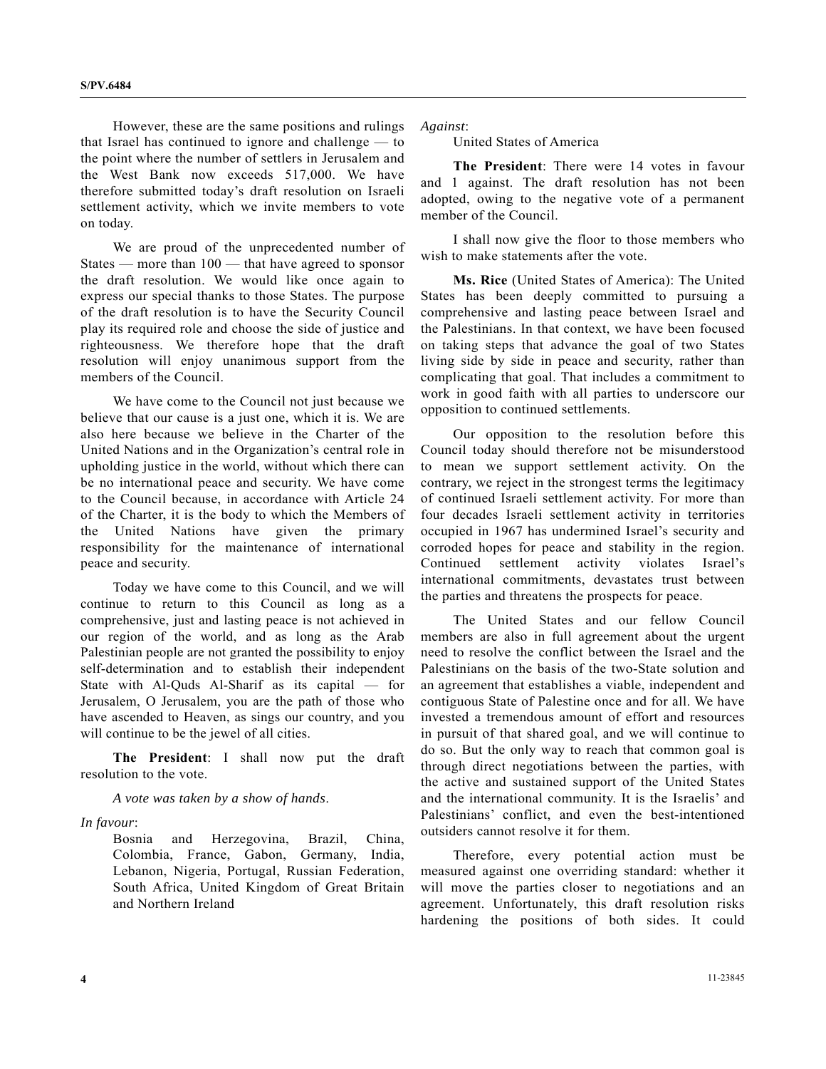However, these are the same positions and rulings that Israel has continued to ignore and challenge — to the point where the number of settlers in Jerusalem and the West Bank now exceeds 517,000. We have therefore submitted today's draft resolution on Israeli settlement activity, which we invite members to vote on today.

We are proud of the unprecedented number of States — more than 100 — that have agreed to sponsor the draft resolution. We would like once again to express our special thanks to those States. The purpose of the draft resolution is to have the Security Council play its required role and choose the side of justice and righteousness. We therefore hope that the draft resolution will enjoy unanimous support from the members of the Council.

We have come to the Council not just because we believe that our cause is a just one, which it is. We are also here because we believe in the Charter of the United Nations and in the Organization's central role in upholding justice in the world, without which there can be no international peace and security. We have come to the Council because, in accordance with Article 24 of the Charter, it is the body to which the Members of the United Nations have given the primary responsibility for the maintenance of international peace and security.

Today we have come to this Council, and we will continue to return to this Council as long as a comprehensive, just and lasting peace is not achieved in our region of the world, and as long as the Arab Palestinian people are not granted the possibility to enjoy self-determination and to establish their independent State with Al-Quds Al-Sharif as its capital — for Jerusalem, O Jerusalem, you are the path of those who have ascended to Heaven, as sings our country, and you will continue to be the jewel of all cities.

**The President**: I shall now put the draft resolution to the vote.

*A vote was taken by a show of hands*.

*In favour*:

Bosnia and Herzegovina, Brazil, China, Colombia, France, Gabon, Germany, India, Lebanon, Nigeria, Portugal, Russian Federation, South Africa, United Kingdom of Great Britain and Northern Ireland

*Against*:

United States of America

**The President**: There were 14 votes in favour and 1 against. The draft resolution has not been adopted, owing to the negative vote of a permanent member of the Council.

I shall now give the floor to those members who wish to make statements after the vote.

**Ms. Rice** (United States of America): The United States has been deeply committed to pursuing a comprehensive and lasting peace between Israel and the Palestinians. In that context, we have been focused on taking steps that advance the goal of two States living side by side in peace and security, rather than complicating that goal. That includes a commitment to work in good faith with all parties to underscore our opposition to continued settlements.

Our opposition to the resolution before this Council today should therefore not be misunderstood to mean we support settlement activity. On the contrary, we reject in the strongest terms the legitimacy of continued Israeli settlement activity. For more than four decades Israeli settlement activity in territories occupied in 1967 has undermined Israel's security and corroded hopes for peace and stability in the region. Continued settlement activity violates Israel's international commitments, devastates trust between the parties and threatens the prospects for peace.

The United States and our fellow Council members are also in full agreement about the urgent need to resolve the conflict between the Israel and the Palestinians on the basis of the two-State solution and an agreement that establishes a viable, independent and contiguous State of Palestine once and for all. We have invested a tremendous amount of effort and resources in pursuit of that shared goal, and we will continue to do so. But the only way to reach that common goal is through direct negotiations between the parties, with the active and sustained support of the United States and the international community. It is the Israelis' and Palestinians' conflict, and even the best-intentioned outsiders cannot resolve it for them.

Therefore, every potential action must be measured against one overriding standard: whether it will move the parties closer to negotiations and an agreement. Unfortunately, this draft resolution risks hardening the positions of both sides. It could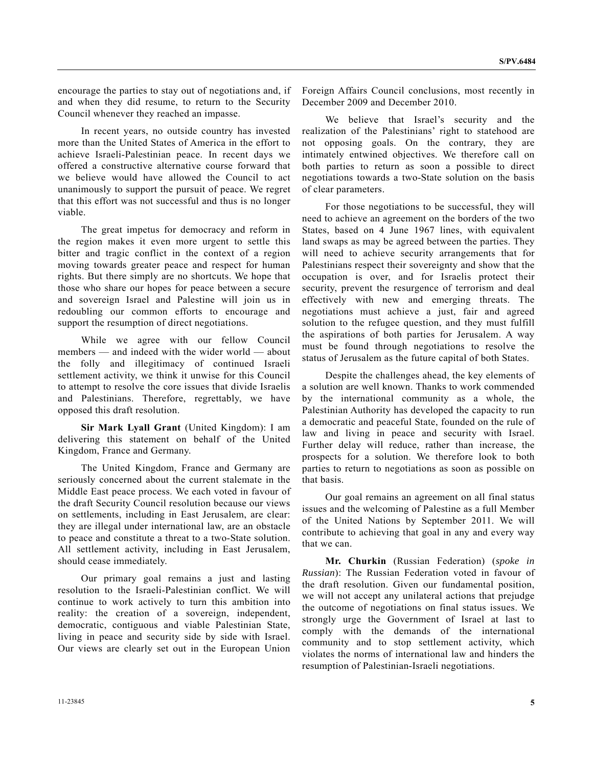encourage the parties to stay out of negotiations and, if and when they did resume, to return to the Security Council whenever they reached an impasse.

In recent years, no outside country has invested more than the United States of America in the effort to achieve Israeli-Palestinian peace. In recent days we offered a constructive alternative course forward that we believe would have allowed the Council to act unanimously to support the pursuit of peace. We regret that this effort was not successful and thus is no longer viable.

The great impetus for democracy and reform in the region makes it even more urgent to settle this bitter and tragic conflict in the context of a region moving towards greater peace and respect for human rights. But there simply are no shortcuts. We hope that those who share our hopes for peace between a secure and sovereign Israel and Palestine will join us in redoubling our common efforts to encourage and support the resumption of direct negotiations.

While we agree with our fellow Council members — and indeed with the wider world — about the folly and illegitimacy of continued Israeli settlement activity, we think it unwise for this Council to attempt to resolve the core issues that divide Israelis and Palestinians. Therefore, regrettably, we have opposed this draft resolution.

**Sir Mark Lyall Grant** (United Kingdom): I am delivering this statement on behalf of the United Kingdom, France and Germany.

The United Kingdom, France and Germany are seriously concerned about the current stalemate in the Middle East peace process. We each voted in favour of the draft Security Council resolution because our views on settlements, including in East Jerusalem, are clear: they are illegal under international law, are an obstacle to peace and constitute a threat to a two-State solution. All settlement activity, including in East Jerusalem, should cease immediately.

Our primary goal remains a just and lasting resolution to the Israeli-Palestinian conflict. We will continue to work actively to turn this ambition into reality: the creation of a sovereign, independent, democratic, contiguous and viable Palestinian State, living in peace and security side by side with Israel. Our views are clearly set out in the European Union Foreign Affairs Council conclusions, most recently in December 2009 and December 2010.

We believe that Israel's security and the realization of the Palestinians' right to statehood are not opposing goals. On the contrary, they are intimately entwined objectives. We therefore call on both parties to return as soon a possible to direct negotiations towards a two-State solution on the basis of clear parameters.

For those negotiations to be successful, they will need to achieve an agreement on the borders of the two States, based on 4 June 1967 lines, with equivalent land swaps as may be agreed between the parties. They will need to achieve security arrangements that for Palestinians respect their sovereignty and show that the occupation is over, and for Israelis protect their security, prevent the resurgence of terrorism and deal effectively with new and emerging threats. The negotiations must achieve a just, fair and agreed solution to the refugee question, and they must fulfill the aspirations of both parties for Jerusalem. A way must be found through negotiations to resolve the status of Jerusalem as the future capital of both States.

Despite the challenges ahead, the key elements of a solution are well known. Thanks to work commended by the international community as a whole, the Palestinian Authority has developed the capacity to run a democratic and peaceful State, founded on the rule of law and living in peace and security with Israel. Further delay will reduce, rather than increase, the prospects for a solution. We therefore look to both parties to return to negotiations as soon as possible on that basis.

Our goal remains an agreement on all final status issues and the welcoming of Palestine as a full Member of the United Nations by September 2011. We will contribute to achieving that goal in any and every way that we can.

**Mr. Churkin** (Russian Federation) (*spoke in Russian*): The Russian Federation voted in favour of the draft resolution. Given our fundamental position, we will not accept any unilateral actions that prejudge the outcome of negotiations on final status issues. We strongly urge the Government of Israel at last to comply with the demands of the international community and to stop settlement activity, which violates the norms of international law and hinders the resumption of Palestinian-Israeli negotiations.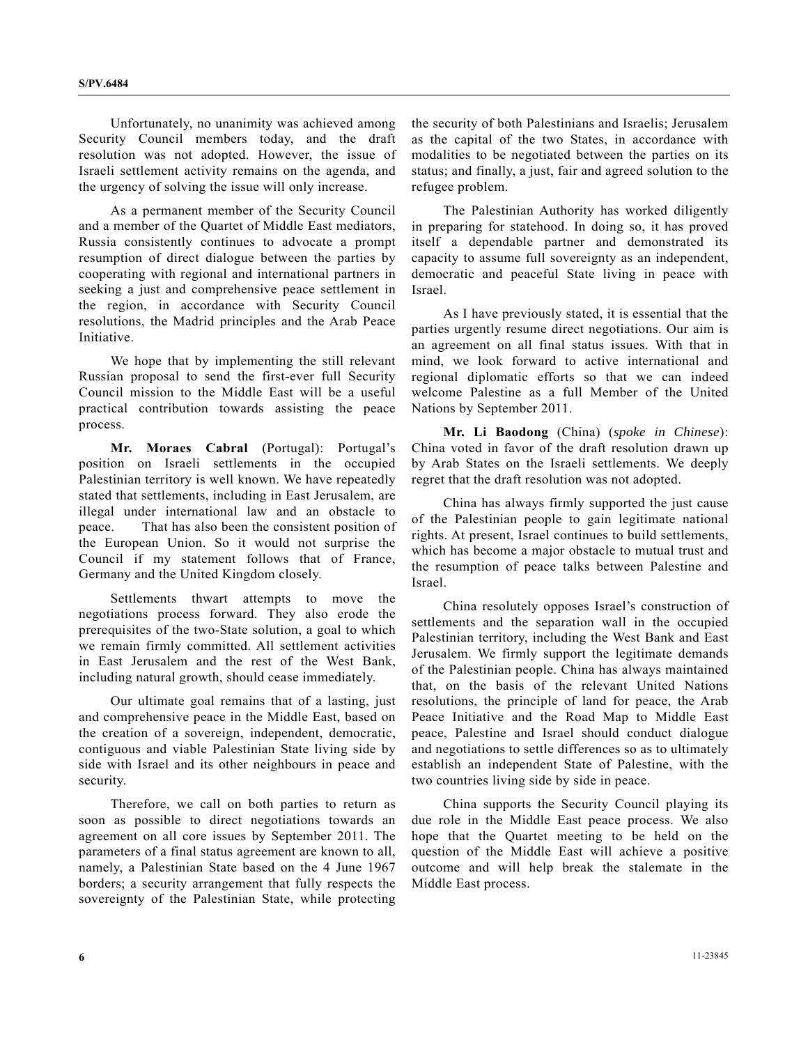Unfortunately, no unanimity was achieved among Security Council members today, and the draft resolution was not adopted. However, the issue of Israeli settlement activity remains on the agenda, and the urgency of solving the issue will only increase.

As a permanent member of the Security Council and a member of the Quartet of Middle East mediators, Russia consistently continues to advocate a prompt resumption of direct dialogue between the parties by cooperating with regional and international partners in seeking a just and comprehensive peace settlement in the region, in accordance with Security Council resolutions, the Madrid principles and the Arab Peace Initiative.

We hope that by implementing the still relevant Russian proposal to send the first-ever full Security Council mission to the Middle East will be a useful practical contribution towards assisting the peace process.

**Mr. Moraes Cabral** (Portugal): Portugal's position on Israeli settlements in the occupied Palestinian territory is well known. We have repeatedly stated that settlements, including in East Jerusalem, are illegal under international law and an obstacle to peace. That has also been the consistent position of the European Union. So it would not surprise the Council if my statement follows that of France, Germany and the United Kingdom closely.

Settlements thwart attempts to move the negotiations process forward. They also erode the prerequisites of the two-State solution, a goal to which we remain firmly committed. All settlement activities in East Jerusalem and the rest of the West Bank, including natural growth, should cease immediately.

Our ultimate goal remains that of a lasting, just and comprehensive peace in the Middle East, based on the creation of a sovereign, independent, democratic, contiguous and viable Palestinian State living side by side with Israel and its other neighbours in peace and security.

Therefore, we call on both parties to return as soon as possible to direct negotiations towards an agreement on all core issues by September 2011. The parameters of a final status agreement are known to all, namely, a Palestinian State based on the 4 June 1967 borders; a security arrangement that fully respects the sovereignty of the Palestinian State, while protecting the security of both Palestinians and Israelis; Jerusalem as the capital of the two States, in accordance with modalities to be negotiated between the parties on its status; and finally, a just, fair and agreed solution to the refugee problem.

The Palestinian Authority has worked diligently in preparing for statehood. In doing so, it has proved itself a dependable partner and demonstrated its capacity to assume full sovereignty as an independent, democratic and peaceful State living in peace with Israel.

As I have previously stated, it is essential that the parties urgently resume direct negotiations. Our aim is an agreement on all final status issues. With that in mind, we look forward to active international and regional diplomatic efforts so that we can indeed welcome Palestine as a full Member of the United Nations by September 2011.

**Mr. Li Baodong** (China) (*spoke in Chinese*): China voted in favor of the draft resolution drawn up by Arab States on the Israeli settlements. We deeply regret that the draft resolution was not adopted.

China has always firmly supported the just cause of the Palestinian people to gain legitimate national rights. At present, Israel continues to build settlements, which has become a major obstacle to mutual trust and the resumption of peace talks between Palestine and Israel.

China resolutely opposes Israel's construction of settlements and the separation wall in the occupied Palestinian territory, including the West Bank and East Jerusalem. We firmly support the legitimate demands of the Palestinian people. China has always maintained that, on the basis of the relevant United Nations resolutions, the principle of land for peace, the Arab Peace Initiative and the Road Map to Middle East peace, Palestine and Israel should conduct dialogue and negotiations to settle differences so as to ultimately establish an independent State of Palestine, with the two countries living side by side in peace.

China supports the Security Council playing its due role in the Middle East peace process. We also hope that the Quartet meeting to be held on the question of the Middle East will achieve a positive outcome and will help break the stalemate in the Middle East process.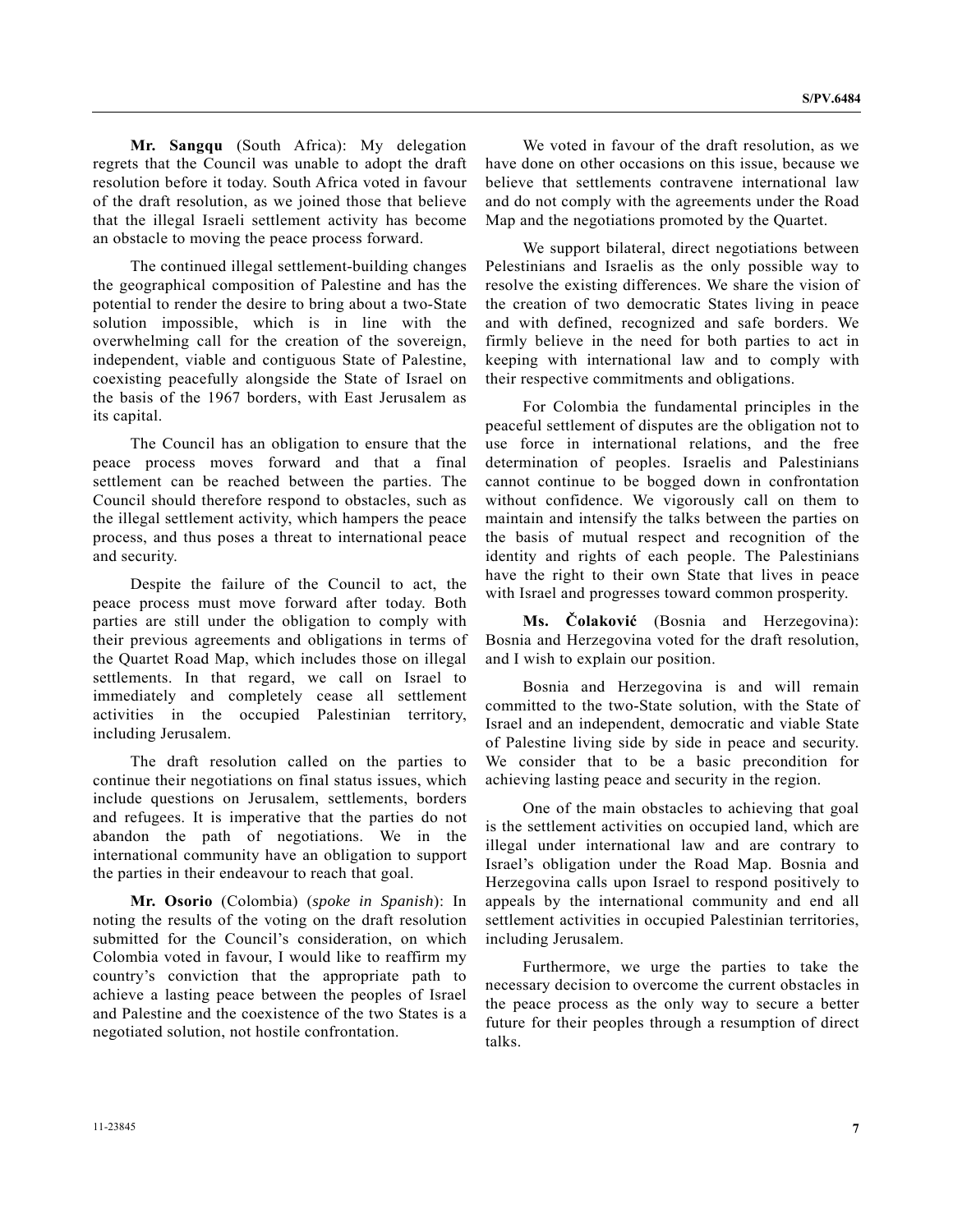**Mr. Sangqu** (South Africa): My delegation regrets that the Council was unable to adopt the draft resolution before it today. South Africa voted in favour of the draft resolution, as we joined those that believe that the illegal Israeli settlement activity has become an obstacle to moving the peace process forward.

The continued illegal settlement-building changes the geographical composition of Palestine and has the potential to render the desire to bring about a two-State solution impossible, which is in line with the overwhelming call for the creation of the sovereign, independent, viable and contiguous State of Palestine, coexisting peacefully alongside the State of Israel on the basis of the 1967 borders, with East Jerusalem as its capital.

The Council has an obligation to ensure that the peace process moves forward and that a final settlement can be reached between the parties. The Council should therefore respond to obstacles, such as the illegal settlement activity, which hampers the peace process, and thus poses a threat to international peace and security.

Despite the failure of the Council to act, the peace process must move forward after today. Both parties are still under the obligation to comply with their previous agreements and obligations in terms of the Quartet Road Map, which includes those on illegal settlements. In that regard, we call on Israel to immediately and completely cease all settlement activities in the occupied Palestinian territory, including Jerusalem.

The draft resolution called on the parties to continue their negotiations on final status issues, which include questions on Jerusalem, settlements, borders and refugees. It is imperative that the parties do not abandon the path of negotiations. We in the international community have an obligation to support the parties in their endeavour to reach that goal.

**Mr. Osorio** (Colombia) (*spoke in Spanish*): In noting the results of the voting on the draft resolution submitted for the Council's consideration, on which Colombia voted in favour, I would like to reaffirm my country's conviction that the appropriate path to achieve a lasting peace between the peoples of Israel and Palestine and the coexistence of the two States is a negotiated solution, not hostile confrontation.

We voted in favour of the draft resolution, as we have done on other occasions on this issue, because we believe that settlements contravene international law and do not comply with the agreements under the Road Map and the negotiations promoted by the Quartet.

We support bilateral, direct negotiations between Palestinians and Israelis as the only possible way to resolve the existing differences. We share the vision of the creation of two democratic States living in peace and with defined, recognized and safe borders. We firmly believe in the need for both parties to act in keeping with international law and to comply with their respective commitments and obligations.

For Colombia the fundamental principles in the peaceful settlement of disputes are the obligation not to use force in international relations, and the free determination of peoples. Israelis and Palestinians cannot continue to be bogged down in confrontation without confidence. We vigorously call on them to maintain and intensify the talks between the parties on the basis of mutual respect and recognition of the identity and rights of each people. The Palestinians have the right to their own State that lives in peace with Israel and progresses toward common prosperity.

**Ms. Čolaković** (Bosnia and Herzegovina): Bosnia and Herzegovina voted for the draft resolution, and I wish to explain our position.

Bosnia and Herzegovina is and will remain committed to the two-State solution, with the State of Israel and an independent, democratic and viable State of Palestine living side by side in peace and security. We consider that to be a basic precondition for achieving lasting peace and security in the region.

One of the main obstacles to achieving that goal is the settlement activities on occupied land, which are illegal under international law and are contrary to Israel's obligation under the Road Map. Bosnia and Herzegovina calls upon Israel to respond positively to appeals by the international community and end all settlement activities in occupied Palestinian territories, including Jerusalem.

Furthermore, we urge the parties to take the necessary decision to overcome the current obstacles in the peace process as the only way to secure a better future for their peoples through a resumption of direct talks.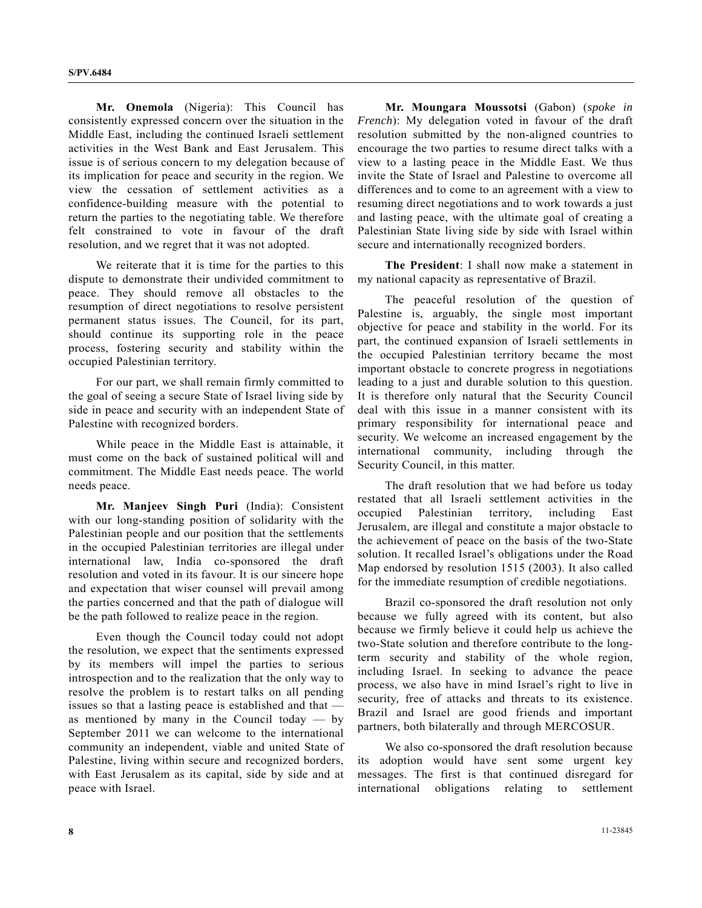**Mr. Onemola** (Nigeria): This Council has consistently expressed concern over the situation in the Middle East, including the continued Israeli settlement activities in the West Bank and East Jerusalem. This issue is of serious concern to my delegation because of its implication for peace and security in the region. We view the cessation of settlement activities as a confidence-building measure with the potential to return the parties to the negotiating table. We therefore felt constrained to vote in favour of the draft resolution, and we regret that it was not adopted.

We reiterate that it is time for the parties to this dispute to demonstrate their undivided commitment to peace. They should remove all obstacles to the resumption of direct negotiations to resolve persistent permanent status issues. The Council, for its part, should continue its supporting role in the peace process, fostering security and stability within the occupied Palestinian territory.

For our part, we shall remain firmly committed to the goal of seeing a secure State of Israel living side by side in peace and security with an independent State of Palestine with recognized borders.

While peace in the Middle East is attainable, it must come on the back of sustained political will and commitment. The Middle East needs peace. The world needs peace.

**Mr. Manjeev Singh Puri** (India): Consistent with our long-standing position of solidarity with the Palestinian people and our position that the settlements in the occupied Palestinian territories are illegal under international law, India co-sponsored the draft resolution and voted in its favour. It is our sincere hope and expectation that wiser counsel will prevail among the parties concerned and that the path of dialogue will be the path followed to realize peace in the region.

Even though the Council today could not adopt the resolution, we expect that the sentiments expressed by its members will impel the parties to serious introspection and to the realization that the only way to resolve the problem is to restart talks on all pending issues so that a lasting peace is established and that — as mentioned by many in the Council today — by September 2011 we can welcome to the international community an independent, viable and united State of Palestine, living within secure and recognized borders, with East Jerusalem as its capital, side by side and at peace with Israel.

**Mr. Moungara Moussotsi** (Gabon) (*spoke in French*): My delegation voted in favour of the draft resolution submitted by the non-aligned countries to encourage the two parties to resume direct talks with a view to a lasting peace in the Middle East. We thus invite the State of Israel and Palestine to overcome all differences and to come to an agreement with a view to resuming direct negotiations and to work towards a just and lasting peace, with the ultimate goal of creating a Palestinian State living side by side with Israel within secure and internationally recognized borders.

**The President**: I shall now make a statement in my national capacity as representative of Brazil.

The peaceful resolution of the question of Palestine is, arguably, the single most important objective for peace and stability in the world. For its part, the continued expansion of Israeli settlements in the occupied Palestinian territory became the most important obstacle to concrete progress in negotiations leading to a just and durable solution to this question. It is therefore only natural that the Security Council deal with this issue in a manner consistent with its primary responsibility for international peace and security. We welcome an increased engagement by the international community, including through the Security Council, in this matter.

The draft resolution that we had before us today restated that all Israeli settlement activities in the occupied Palestinian territory, including East Jerusalem, are illegal and constitute a major obstacle to the achievement of peace on the basis of the two-State solution. It recalled Israel's obligations under the Road Map endorsed by resolution 1515 (2003). It also called for the immediate resumption of credible negotiations.

Brazil co-sponsored the draft resolution not only because we fully agreed with its content, but also because we firmly believe it could help us achieve the two-State solution and therefore contribute to the long-term security and stability of the whole region, including Israel. In seeking to advance the peace process, we also have in mind Israel's right to live in security, free of attacks and threats to its existence. Brazil and Israel are good friends and important partners, both bilaterally and through MERCOSUR.

We also co-sponsored the draft resolution because its adoption would have sent some urgent key messages. The first is that continued disregard for international obligations relating to settlement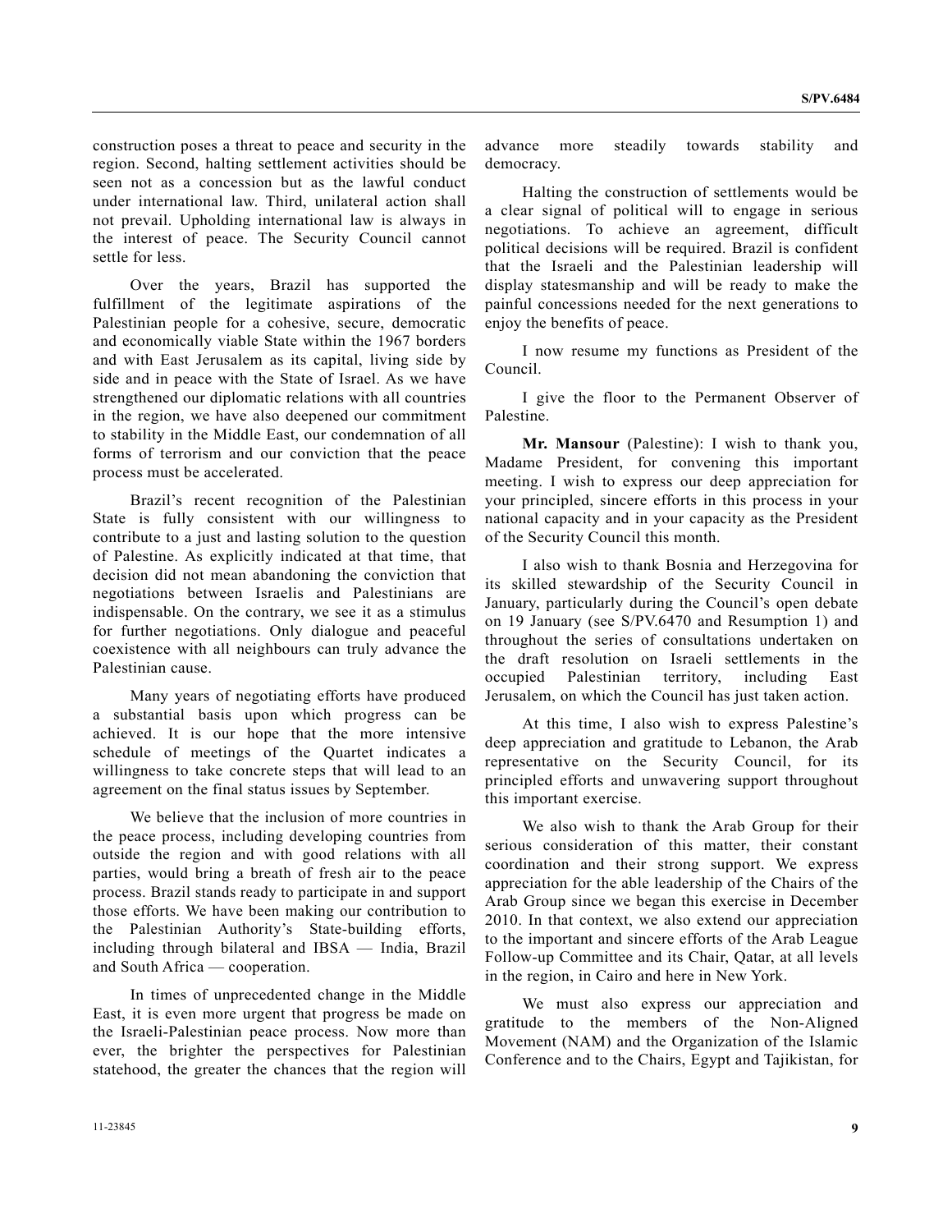construction poses a threat to peace and security in the region. Second, halting settlement activities should be seen not as a concession but as the lawful conduct under international law. Third, unilateral action shall not prevail. Upholding international law is always in the interest of peace. The Security Council cannot settle for less.

Over the years, Brazil has supported the fulfillment of the legitimate aspirations of the Palestinian people for a cohesive, secure, democratic and economically viable State within the 1967 borders and with East Jerusalem as its capital, living side by side and in peace with the State of Israel. As we have strengthened our diplomatic relations with all countries in the region, we have also deepened our commitment to stability in the Middle East, our condemnation of all forms of terrorism and our conviction that the peace process must be accelerated.

Brazil's recent recognition of the Palestinian State is fully consistent with our willingness to contribute to a just and lasting solution to the question of Palestine. As explicitly indicated at that time, that decision did not mean abandoning the conviction that negotiations between Israelis and Palestinians are indispensable. On the contrary, we see it as a stimulus for further negotiations. Only dialogue and peaceful coexistence with all neighbours can truly advance the Palestinian cause.

Many years of negotiating efforts have produced a substantial basis upon which progress can be achieved. It is our hope that the more intensive schedule of meetings of the Quartet indicates a willingness to take concrete steps that will lead to an agreement on the final status issues by September.

We believe that the inclusion of more countries in the peace process, including developing countries from outside the region and with good relations with all parties, would bring a breath of fresh air to the peace process. Brazil stands ready to participate in and support those efforts. We have been making our contribution to the Palestinian Authority's State-building efforts, including through bilateral and IBSA — India, Brazil and South Africa — cooperation.

In times of unprecedented change in the Middle East, it is even more urgent that progress be made on the Israeli-Palestinian peace process. Now more than ever, the brighter the perspectives for Palestinian statehood, the greater the chances that the region will advance more steadily towards stability and democracy.

Halting the construction of settlements would be a clear signal of political will to engage in serious negotiations. To achieve an agreement, difficult political decisions will be required. Brazil is confident that the Israeli and the Palestinian leadership will display statesmanship and will be ready to make the painful concessions needed for the next generations to enjoy the benefits of peace.

I now resume my functions as President of the Council.

I give the floor to the Permanent Observer of Palestine.

**Mr. Mansour** (Palestine): I wish to thank you, Madame President, for convening this important meeting. I wish to express our deep appreciation for your principled, sincere efforts in this process in your national capacity and in your capacity as the President of the Security Council this month.

I also wish to thank Bosnia and Herzegovina for its skilled stewardship of the Security Council in January, particularly during the Council's open debate on 19 January (see S/PV.6470 and Resumption 1) and throughout the series of consultations undertaken on the draft resolution on Israeli settlements in the occupied Palestinian territory, including East Jerusalem, on which the Council has just taken action.

At this time, I also wish to express Palestine's deep appreciation and gratitude to Lebanon, the Arab representative on the Security Council, for its principled efforts and unwavering support throughout this important exercise.

We also wish to thank the Arab Group for their serious consideration of this matter, their constant coordination and their strong support. We express appreciation for the able leadership of the Chairs of the Arab Group since we began this exercise in December 2010. In that context, we also extend our appreciation to the important and sincere efforts of the Arab League Follow-up Committee and its Chair, Qatar, at all levels in the region, in Cairo and here in New York.

We must also express our appreciation and gratitude to the members of the Non-Aligned Movement (NAM) and the Organization of the Islamic Conference and to the Chairs, Egypt and Tajikistan, for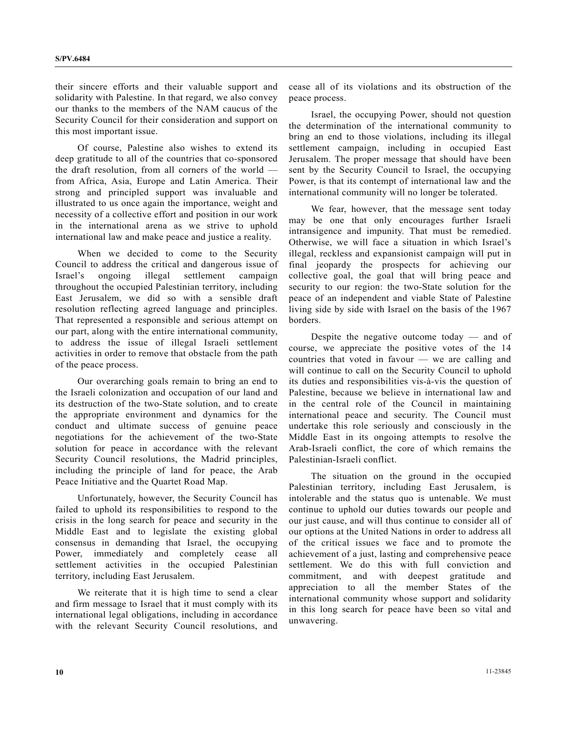their sincere efforts and their valuable support and solidarity with Palestine. In that regard, we also convey our thanks to the members of the NAM caucus of the Security Council for their consideration and support on this most important issue.

Of course, Palestine also wishes to extend its deep gratitude to all of the countries that co-sponsored the draft resolution, from all corners of the world — from Africa, Asia, Europe and Latin America. Their strong and principled support was invaluable and illustrated to us once again the importance, weight and necessity of a collective effort and position in our work in the international arena as we strive to uphold international law and make peace and justice a reality.

When we decided to come to the Security Council to address the critical and dangerous issue of Israel's ongoing illegal settlement campaign throughout the occupied Palestinian territory, including East Jerusalem, we did so with a sensible draft resolution reflecting agreed language and principles. That represented a responsible and serious attempt on our part, along with the entire international community, to address the issue of illegal Israeli settlement activities in order to remove that obstacle from the path of the peace process.

Our overarching goals remain to bring an end to the Israeli colonization and occupation of our land and its destruction of the two-State solution, and to create the appropriate environment and dynamics for the conduct and ultimate success of genuine peace negotiations for the achievement of the two-State solution for peace in accordance with the relevant Security Council resolutions, the Madrid principles, including the principle of land for peace, the Arab Peace Initiative and the Quartet Road Map.

Unfortunately, however, the Security Council has failed to uphold its responsibilities to respond to the crisis in the long search for peace and security in the Middle East and to legislate the existing global consensus in demanding that Israel, the occupying Power, immediately and completely cease all settlement activities in the occupied Palestinian territory, including East Jerusalem.

We reiterate that it is high time to send a clear and firm message to Israel that it must comply with its international legal obligations, including in accordance with the relevant Security Council resolutions, and cease all of its violations and its obstruction of the peace process.

Israel, the occupying Power, should not question the determination of the international community to bring an end to those violations, including its illegal settlement campaign, including in occupied East Jerusalem. The proper message that should have been sent by the Security Council to Israel, the occupying Power, is that its contempt of international law and the international community will no longer be tolerated.

We fear, however, that the message sent today may be one that only encourages further Israeli intransigence and impunity. That must be remedied. Otherwise, we will face a situation in which Israel's illegal, reckless and expansionist campaign will put in final jeopardy the prospects for achieving our collective goal, the goal that will bring peace and security to our region: the two-State solution for the peace of an independent and viable State of Palestine living side by side with Israel on the basis of the 1967 borders.

Despite the negative outcome today — and of course, we appreciate the positive votes of the 14 countries that voted in favour — we are calling and will continue to call on the Security Council to uphold its duties and responsibilities vis-à-vis the question of Palestine, because we believe in international law and in the central role of the Council in maintaining international peace and security. The Council must undertake this role seriously and consciously in the Middle East in its ongoing attempts to resolve the Arab-Israeli conflict, the core of which remains the Palestinian-Israeli conflict.

The situation on the ground in the occupied Palestinian territory, including East Jerusalem, is intolerable and the status quo is untenable. We must continue to uphold our duties towards our people and our just cause, and will thus continue to consider all of our options at the United Nations in order to address all of the critical issues we face and to promote the achievement of a just, lasting and comprehensive peace settlement. We do this with full conviction and commitment, and with deepest gratitude and appreciation to all the member States of the international community whose support and solidarity in this long search for peace have been so vital and unwavering.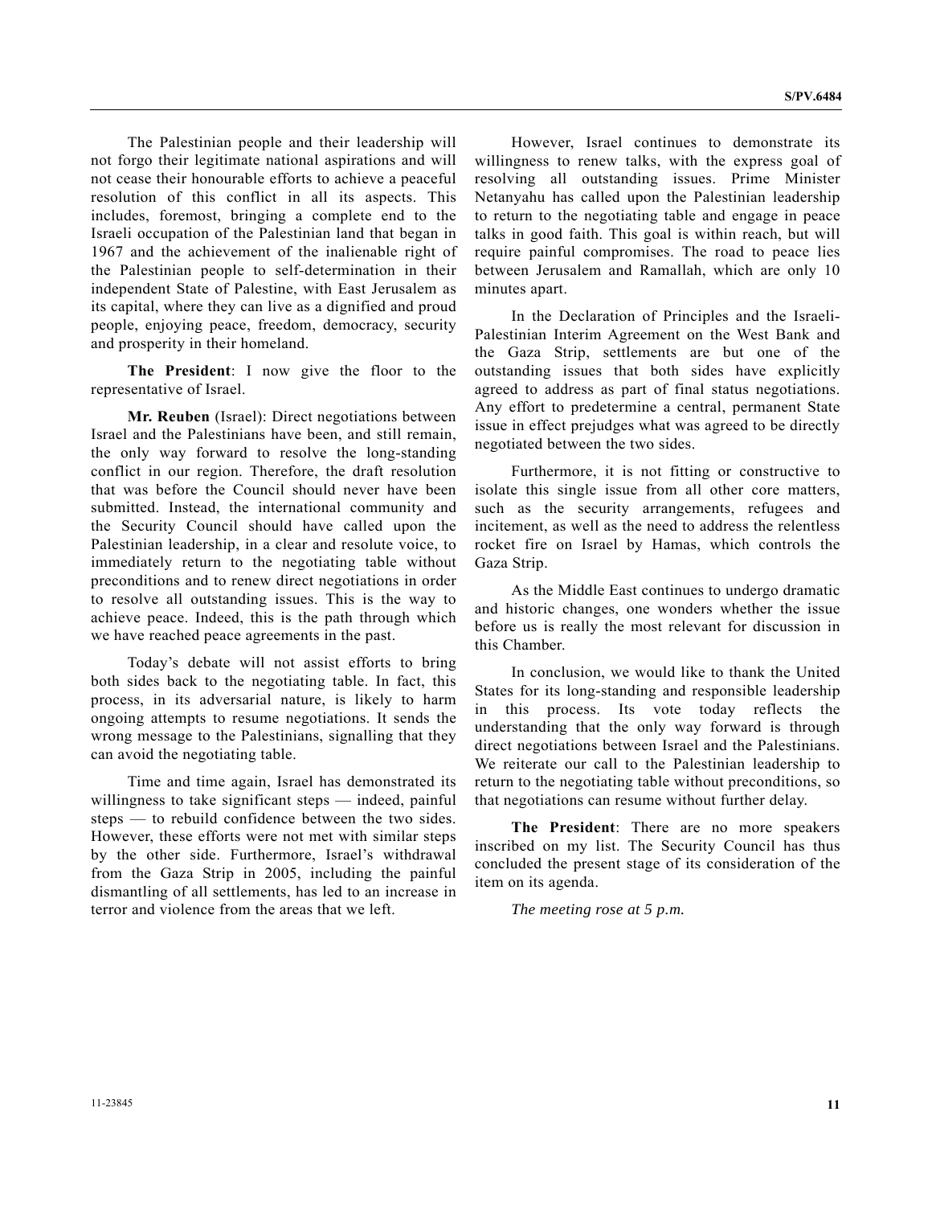The Palestinian people and their leadership will not forgo their legitimate national aspirations and will not cease their honourable efforts to achieve a peaceful resolution of this conflict in all its aspects. This includes, foremost, bringing a complete end to the Israeli occupation of the Palestinian land that began in 1967 and the achievement of the inalienable right of the Palestinian people to self-determination in their independent State of Palestine, with East Jerusalem as its capital, where they can live as a dignified and proud people, enjoying peace, freedom, democracy, security and prosperity in their homeland.

**The President**: I now give the floor to the representative of Israel.

**Mr. Reuben** (Israel): Direct negotiations between Israel and the Palestinians have been, and still remain, the only way forward to resolve the long-standing conflict in our region. Therefore, the draft resolution that was before the Council should never have been submitted. Instead, the international community and the Security Council should have called upon the Palestinian leadership, in a clear and resolute voice, to immediately return to the negotiating table without preconditions and to renew direct negotiations in order to resolve all outstanding issues. This is the way to achieve peace. Indeed, this is the path through which we have reached peace agreements in the past.

Today's debate will not assist efforts to bring both sides back to the negotiating table. In fact, this process, in its adversarial nature, is likely to harm ongoing attempts to resume negotiations. It sends the wrong message to the Palestinians, signalling that they can avoid the negotiating table.

Time and time again, Israel has demonstrated its willingness to take significant steps — indeed, painful steps — to rebuild confidence between the two sides. However, these efforts were not met with similar steps by the other side. Furthermore, Israel's withdrawal from the Gaza Strip in 2005, including the painful dismantling of all settlements, has led to an increase in terror and violence from the areas that we left.

However, Israel continues to demonstrate its willingness to renew talks, with the express goal of resolving all outstanding issues. Prime Minister Netanyahu has called upon the Palestinian leadership to return to the negotiating table and engage in peace talks in good faith. This goal is within reach, but will require painful compromises. The road to peace lies between Jerusalem and Ramallah, which are only 10 minutes apart.

In the Declaration of Principles and the Israeli-Palestinian Interim Agreement on the West Bank and the Gaza Strip, settlements are but one of the outstanding issues that both sides have explicitly agreed to address as part of final status negotiations. Any effort to predetermine a central, permanent State issue in effect prejudges what was agreed to be directly negotiated between the two sides.

Furthermore, it is not fitting or constructive to isolate this single issue from all other core matters, such as the security arrangements, refugees and incitement, as well as the need to address the relentless rocket fire on Israel by Hamas, which controls the Gaza Strip.

As the Middle East continues to undergo dramatic and historic changes, one wonders whether the issue before us is really the most relevant for discussion in this Chamber.

In conclusion, we would like to thank the United States for its long-standing and responsible leadership in this process. Its vote today reflects the understanding that the only way forward is through direct negotiations between Israel and the Palestinians. We reiterate our call to the Palestinian leadership to return to the negotiating table without preconditions, so that negotiations can resume without further delay.

**The President**: There are no more speakers inscribed on my list. The Security Council has thus concluded the present stage of its consideration of the item on its agenda.

*The meeting rose at 5 p.m.*